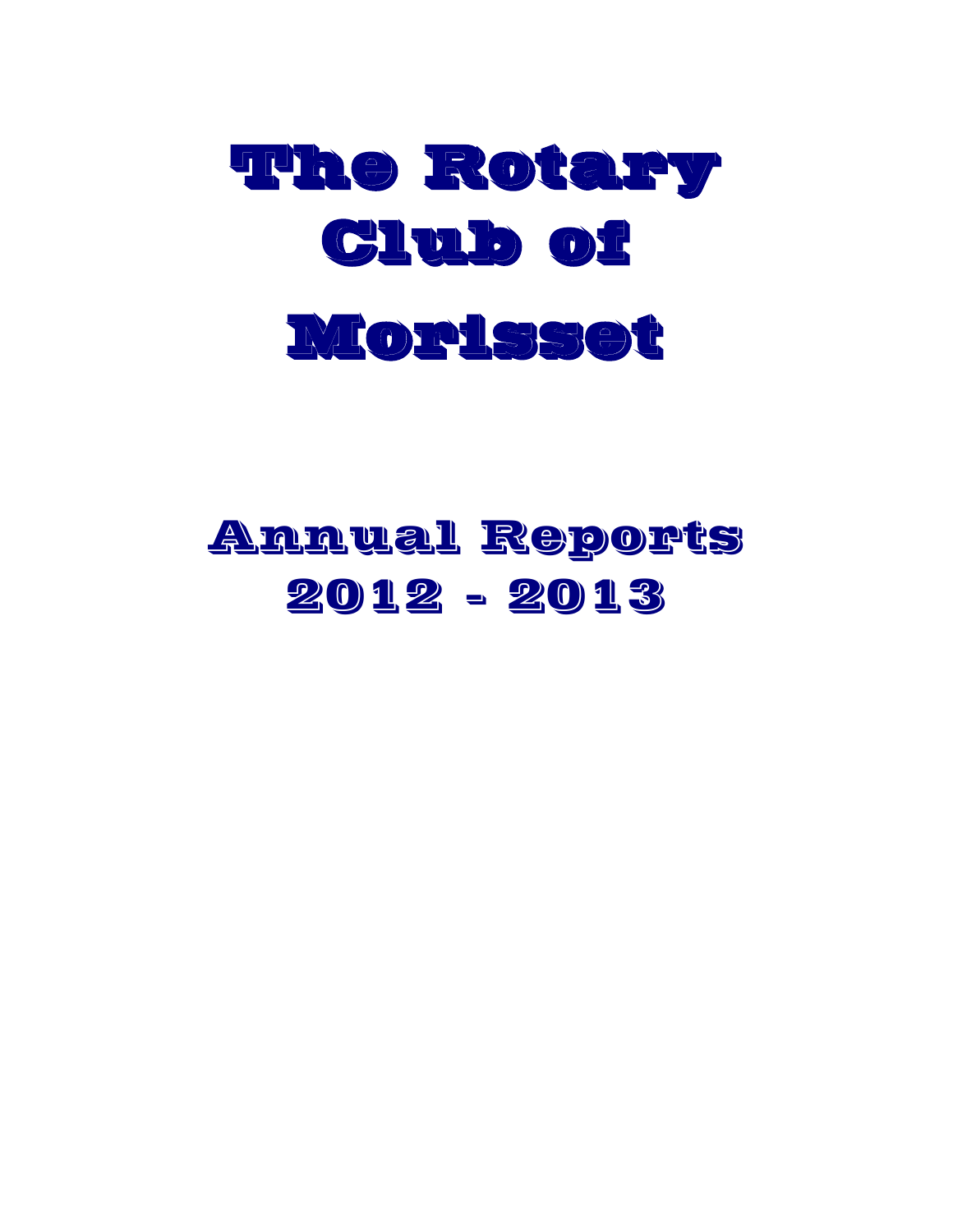# The Rotary Club of Morisset

# Annual Reports 2012 - 2013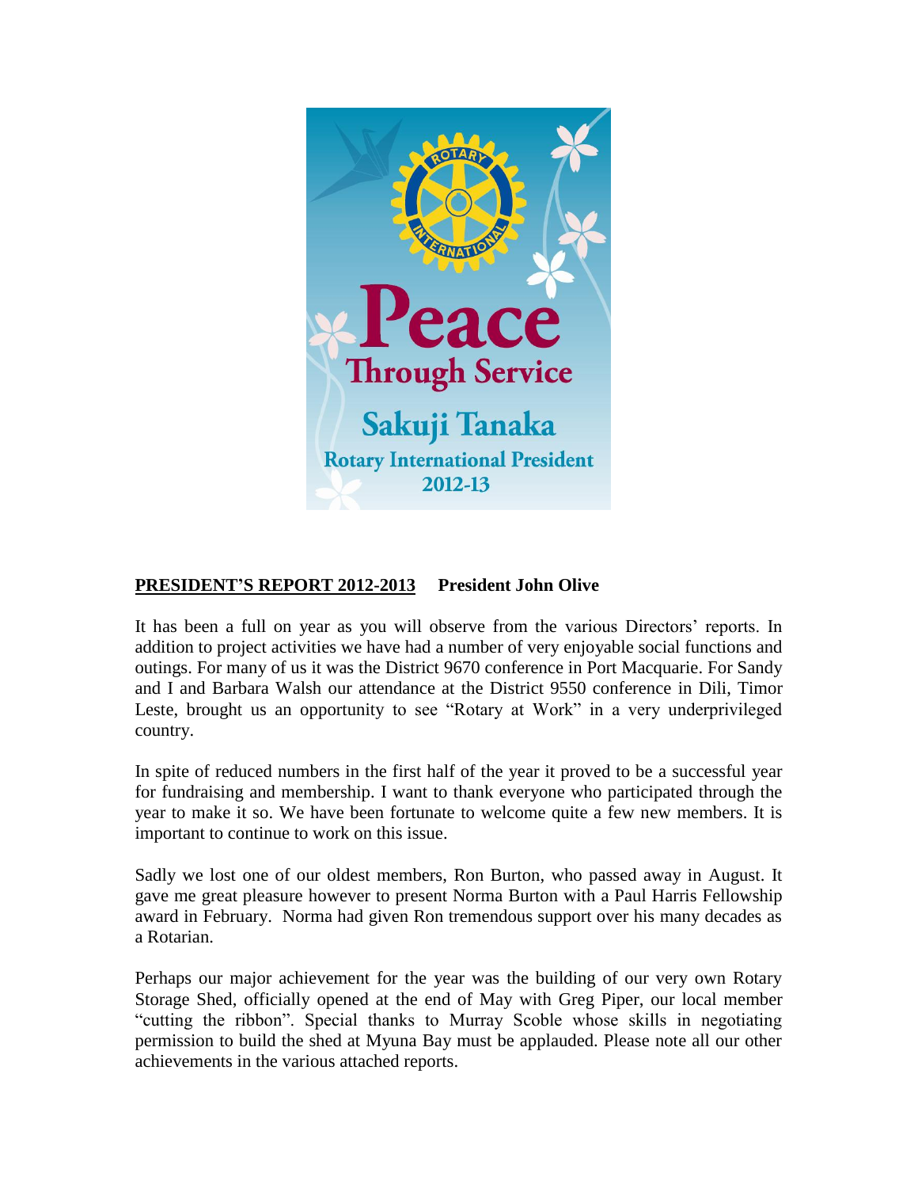Peace
Through Service
Sakuji Tanaka
Rotary International President
2012-13

**PRESIDENT'S REPORT 2012-2013** **President John Olive**

It has been a full on year as you will observe from the various Directors' reports. In addition to project activities we have had a number of very enjoyable social functions and outings. For many of us it was the District 9670 conference in Port Macquarie. For Sandy and I and Barbara Walsh our attendance at the District 9550 conference in Dili, Timor Leste, brought us an opportunity to see "Rotary at Work" in a very underprivileged country.

In spite of reduced numbers in the first half of the year it proved to be a successful year for fundraising and membership. I want to thank everyone who participated through the year to make it so. We have been fortunate to welcome quite a few new members. It is important to continue to work on this issue.

Sadly we lost one of our oldest members, Ron Burton, who passed away in August. It gave me great pleasure however to present Norma Burton with a Paul Harris Fellowship award in February. Norma had given Ron tremendous support over his many decades as a Rotarian.

Perhaps our major achievement for the year was the building of our very own Rotary Storage Shed, officially opened at the end of May with Greg Piper, our local member "cutting the ribbon". Special thanks to Murray Scoble whose skills in negotiating permission to build the shed at Myuna Bay must be applauded. Please note all our other achievements in the various attached reports.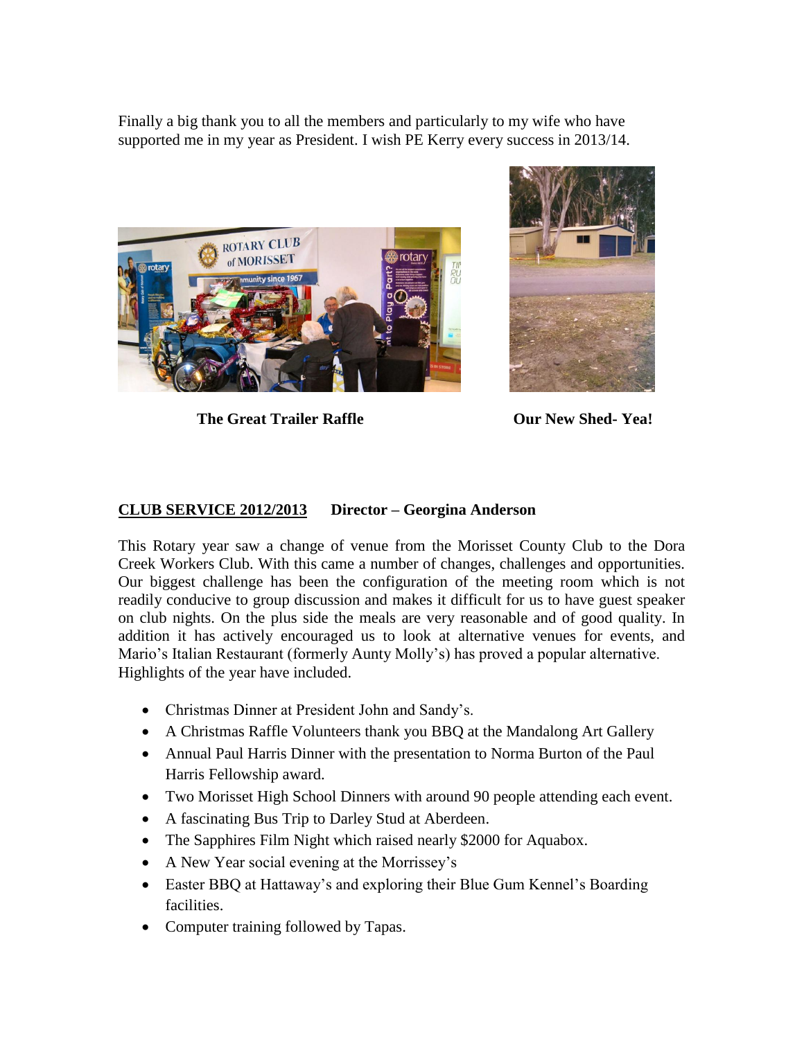Finally a big thank you to all the members and particularly to my wife who have supported me in my year as President. I wish PE Kerry every success in 2013/14.

**The Great Trailer Raffle**

**Our New Shed- Yea!**

**CLUB SERVICE 2012/2013** **Director – Georgina Anderson**

This Rotary year saw a change of venue from the Morisset County Club to the Dora Creek Workers Club. With this came a number of changes, challenges and opportunities. Our biggest challenge has been the configuration of the meeting room which is not readily conducive to group discussion and makes it difficult for us to have guest speaker on club nights. On the plus side the meals are very reasonable and of good quality. In addition it has actively encouraged us to look at alternative venues for events, and Mario's Italian Restaurant (formerly Aunty Molly's) has proved a popular alternative. Highlights of the year have included.

- Christmas Dinner at President John and Sandy's.
- A Christmas Raffle Volunteers thank you BBQ at the Mandalong Art Gallery
- Annual Paul Harris Dinner with the presentation to Norma Burton of the Paul Harris Fellowship award.
- Two Morisset High School Dinners with around 90 people attending each event.
- A fascinating Bus Trip to Darley Stud at Aberdeen.
- The Sapphires Film Night which raised nearly $2000 for Aquabox.
- A New Year social evening at the Morrissey's
- Easter BBQ at Hattaway's and exploring their Blue Gum Kennel's Boarding facilities.
- Computer training followed by Tapas.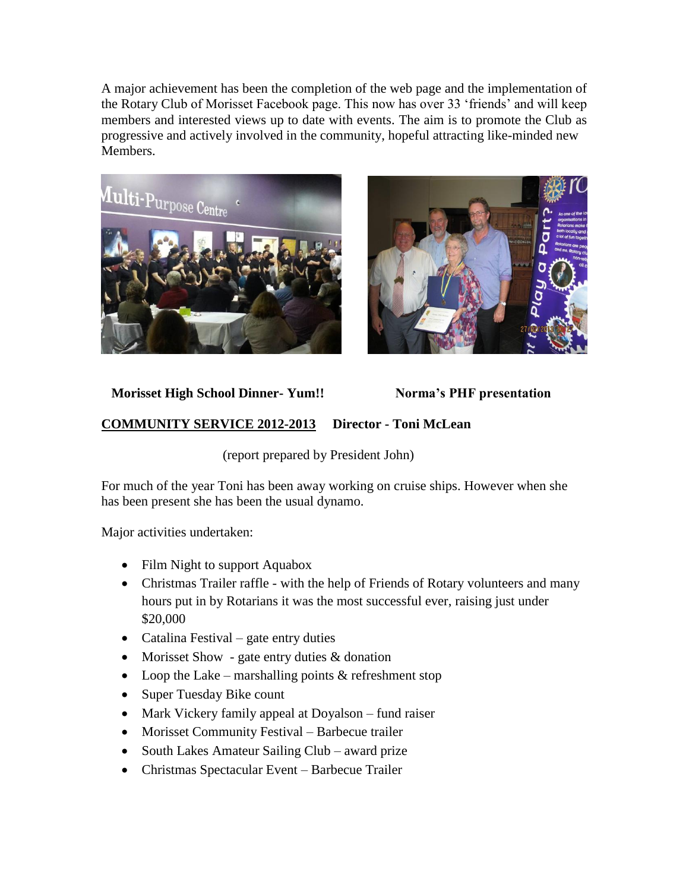A major achievement has been the completion of the web page and the implementation of the Rotary Club of Morisset Facebook page. This now has over 33 'friends' and will keep members and interested views up to date with events. The aim is to promote the Club as progressive and actively involved in the community, hopeful attracting like-minded new Members.

**Morisset High School Dinner- Yum!!** **Norma's PHF presentation**

**COMMUNITY SERVICE 2012-2013** **Director - Toni McLean**

(report prepared by President John)

For much of the year Toni has been away working on cruise ships. However when she has been present she has been the usual dynamo.

Major activities undertaken:

- Film Night to support Aquabox
- Christmas Trailer raffle - with the help of Friends of Rotary volunteers and many hours put in by Rotarians it was the most successful ever, raising just under $20,000
- Catalina Festival – gate entry duties
- Morisset Show - gate entry duties & donation
- Loop the Lake – marshalling points & refreshment stop
- Super Tuesday Bike count
- Mark Vickery family appeal at Doyalson – fund raiser
- Morisset Community Festival – Barbecue trailer
- South Lakes Amateur Sailing Club – award prize
- Christmas Spectacular Event – Barbecue Trailer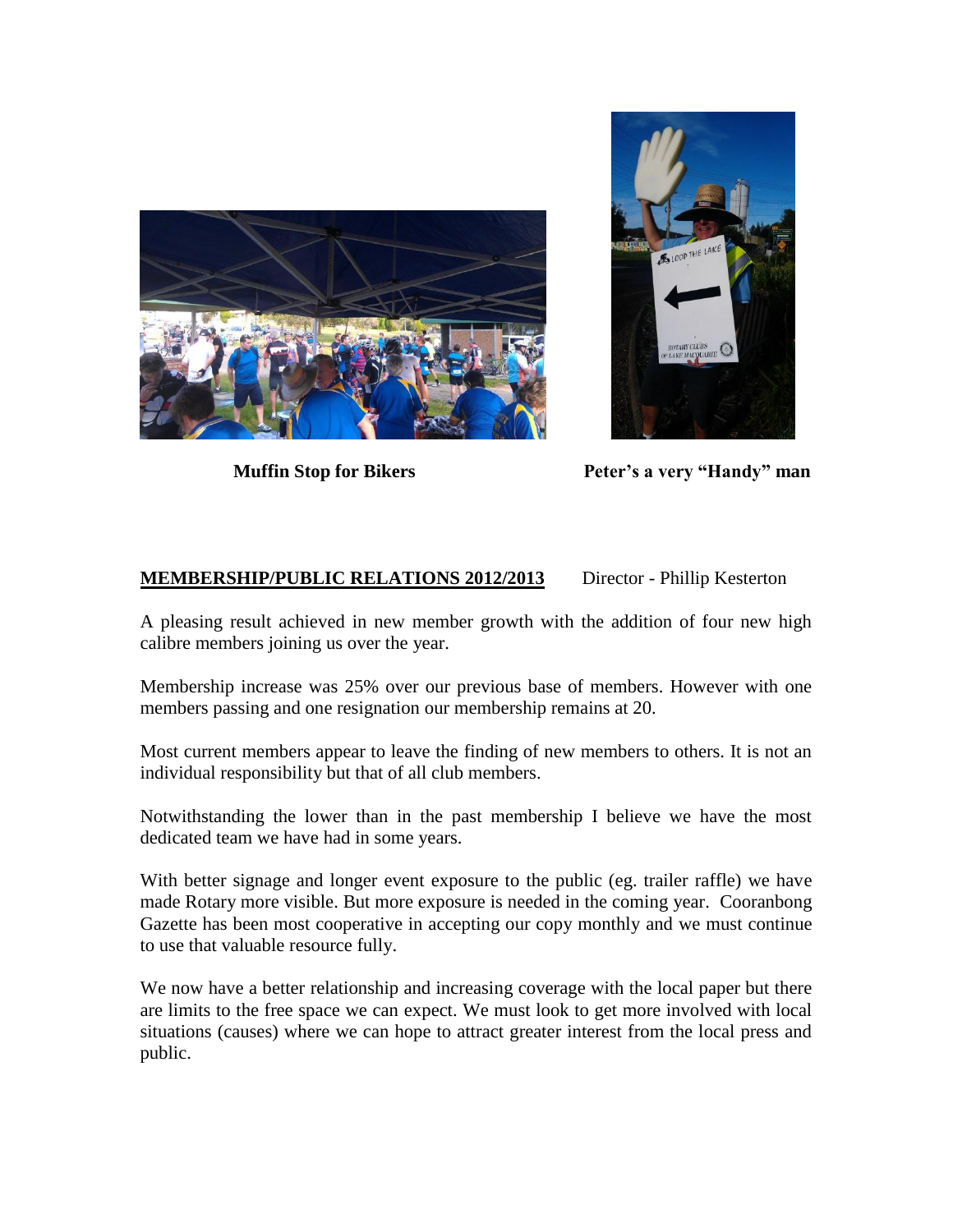**Muffin Stop for Bikers**

**Peter's a very "Handy" man**

**MEMBERSHIP/PUBLIC RELATIONS 2012/2013** Director - Phillip Kesterton

A pleasing result achieved in new member growth with the addition of four new high calibre members joining us over the year.

Membership increase was 25% over our previous base of members. However with one members passing and one resignation our membership remains at 20.

Most current members appear to leave the finding of new members to others. It is not an individual responsibility but that of all club members.

Notwithstanding the lower than in the past membership I believe we have the most dedicated team we have had in some years.

With better signage and longer event exposure to the public (eg. trailer raffle) we have made Rotary more visible. But more exposure is needed in the coming year. Cooranbong Gazette has been most cooperative in accepting our copy monthly and we must continue to use that valuable resource fully.

We now have a better relationship and increasing coverage with the local paper but there are limits to the free space we can expect. We must look to get more involved with local situations (causes) where we can hope to attract greater interest from the local press and public.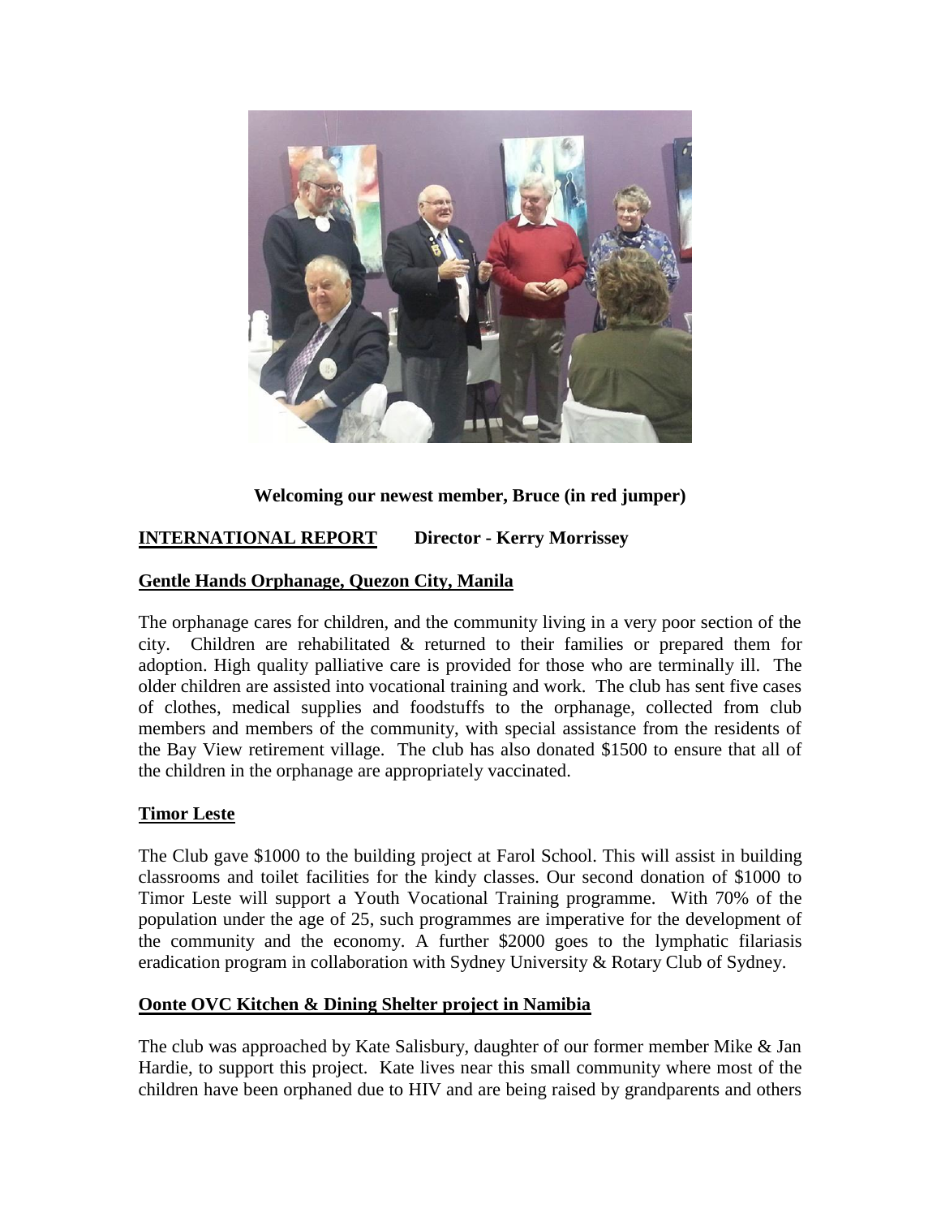**Welcoming our newest member, Bruce (in red jumper)**

## INTERNATIONAL REPORT    Director - Kerry Morrissey

### Gentle Hands Orphanage, Quezon City, Manila

The orphanage cares for children, and the community living in a very poor section of the city. Children are rehabilitated & returned to their families or prepared them for adoption. High quality palliative care is provided for those who are terminally ill. The older children are assisted into vocational training and work. The club has sent five cases of clothes, medical supplies and foodstuffs to the orphanage, collected from club members and members of the community, with special assistance from the residents of the Bay View retirement village. The club has also donated $1500 to ensure that all of the children in the orphanage are appropriately vaccinated.

### Timor Leste

The Club gave $1000 to the building project at Farol School. This will assist in building classrooms and toilet facilities for the kindy classes. Our second donation of $1000 to Timor Leste will support a Youth Vocational Training programme. With 70% of the population under the age of 25, such programmes are imperative for the development of the community and the economy. A further $2000 goes to the lymphatic filariasis eradication program in collaboration with Sydney University & Rotary Club of Sydney.

### Oonte OVC Kitchen & Dining Shelter project in Namibia

The club was approached by Kate Salisbury, daughter of our former member Mike & Jan Hardie, to support this project. Kate lives near this small community where most of the children have been orphaned due to HIV and are being raised by grandparents and others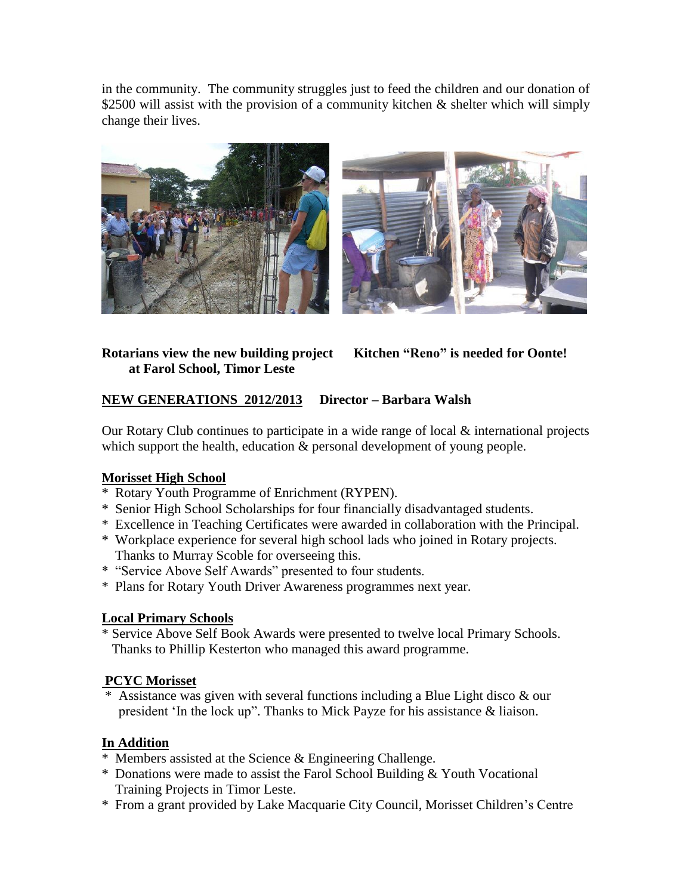in the community. The community struggles just to feed the children and our donation of $2500 will assist with the provision of a community kitchen & shelter which will simply change their lives.

**Rotarians view the new building project at Farol School, Timor Leste**

**Kitchen "Reno" is needed for Oonte!**

## NEW GENERATIONS 2012/2013 Director – Barbara Walsh

Our Rotary Club continues to participate in a wide range of local & international projects which support the health, education & personal development of young people.

### Morisset High School

* Rotary Youth Programme of Enrichment (RYPEN).
* Senior High School Scholarships for four financially disadvantaged students.
* Excellence in Teaching Certificates were awarded in collaboration with the Principal.
* Workplace experience for several high school lads who joined in Rotary projects. Thanks to Murray Scoble for overseeing this.
* "Service Above Self Awards" presented to four students.
* Plans for Rotary Youth Driver Awareness programmes next year.

### Local Primary Schools

* Service Above Self Book Awards were presented to twelve local Primary Schools. Thanks to Phillip Kesterton who managed this award programme.

### PCYC Morisset

* Assistance was given with several functions including a Blue Light disco & our president 'In the lock up". Thanks to Mick Payze for his assistance & liaison.

### In Addition

* Members assisted at the Science & Engineering Challenge.
* Donations were made to assist the Farol School Building & Youth Vocational Training Projects in Timor Leste.
* From a grant provided by Lake Macquarie City Council, Morisset Children's Centre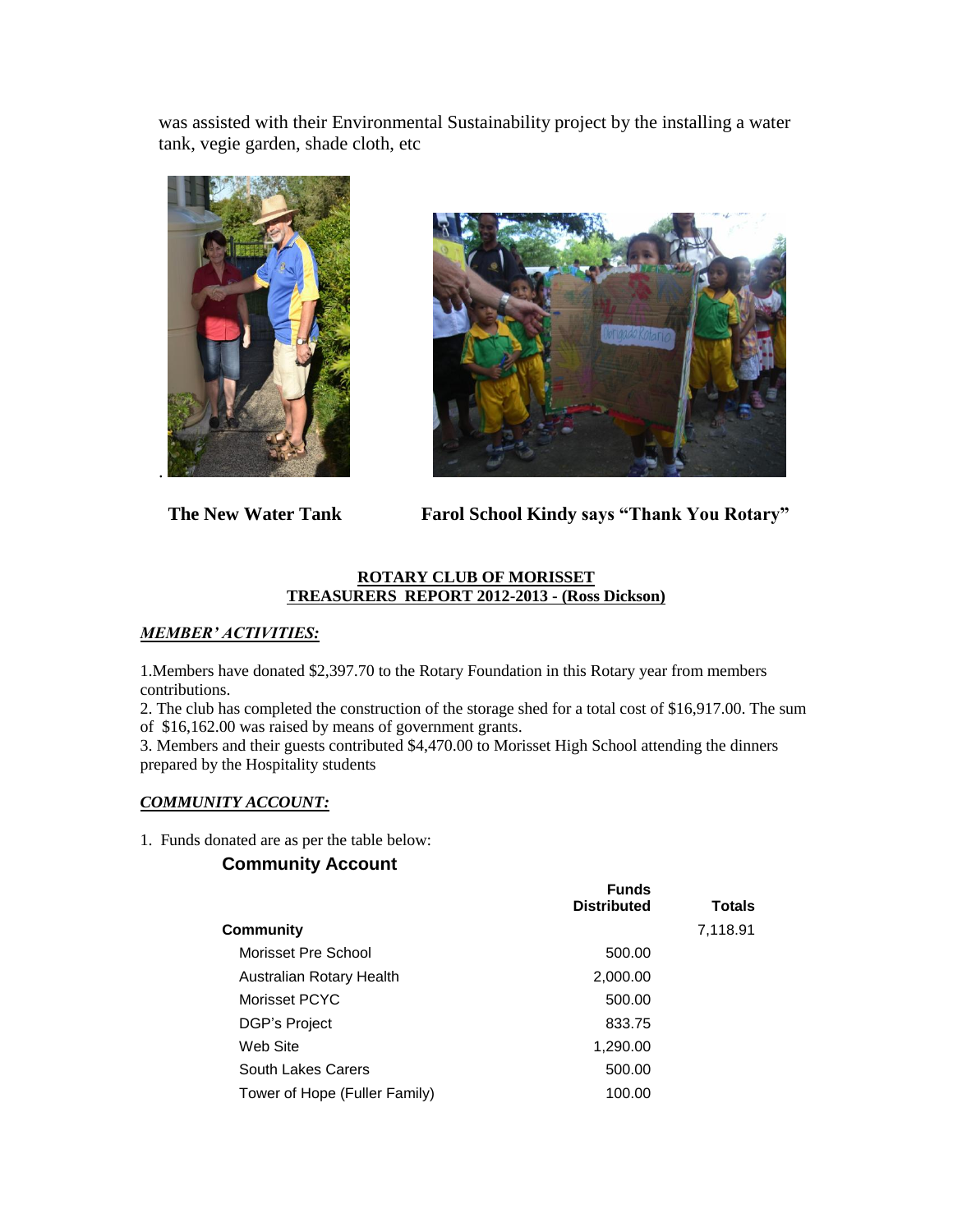was assisted with their Environmental Sustainability project by the installing a water tank, vegie garden, shade cloth, etc

**The New Water Tank** **Farol School Kindy says "Thank You Rotary"**

**ROTARY CLUB OF MORISSET**
**TREASURERS REPORT 2012-2013 - (Ross Dickson)**

***MEMBER' ACTIVITIES:***

1.Members have donated $2,397.70 to the Rotary Foundation in this Rotary year from members contributions.
2. The club has completed the construction of the storage shed for a total cost of $16,917.00. The sum of $16,162.00 was raised by means of government grants.
3. Members and their guests contributed $4,470.00 to Morisset High School attending the dinners prepared by the Hospitality students

***COMMUNITY ACCOUNT:***

1. Funds donated are as per the table below:

**Community Account**

| | Funds Distributed | Totals |
|---|---|---|
| **Community** | | 7,118.91 |
| Morisset Pre School | 500.00 | |
| Australian Rotary Health | 2,000.00 | |
| Morisset PCYC | 500.00 | |
| DGP's Project | 833.75 | |
| Web Site | 1,290.00 | |
| South Lakes Carers | 500.00 | |
| Tower of Hope (Fuller Family) | 100.00 | |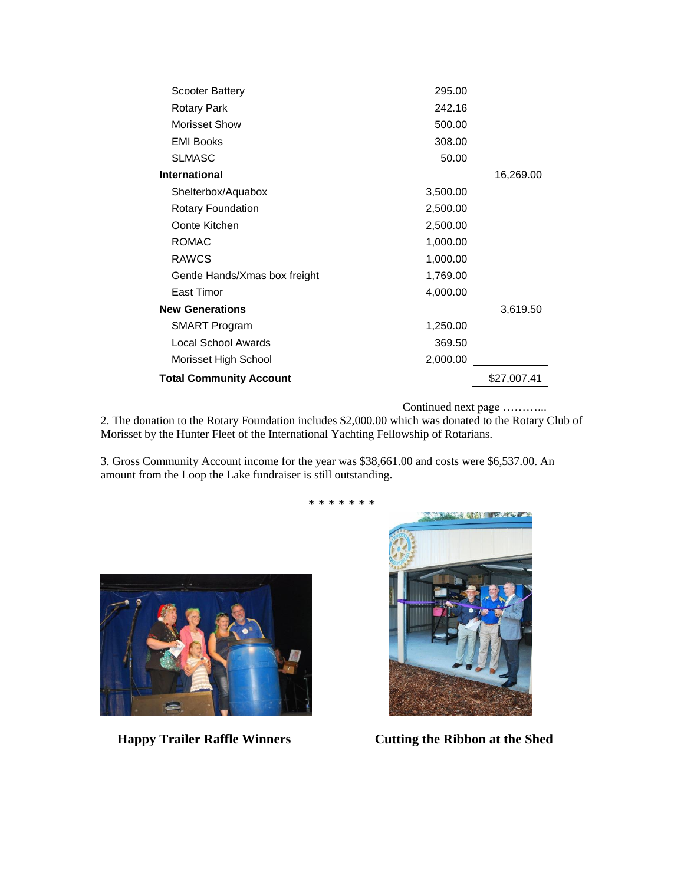| | | |
|---|---|---|
| Scooter Battery | 295.00 | |
| Rotary Park | 242.16 | |
| Morisset Show | 500.00 | |
| EMI Books | 308.00 | |
| SLMASC | 50.00 | |
| **International** | | 16,269.00 |
| Shelterbox/Aquabox | 3,500.00 | |
| Rotary Foundation | 2,500.00 | |
| Oonte Kitchen | 2,500.00 | |
| ROMAC | 1,000.00 | |
| RAWCS | 1,000.00 | |
| Gentle Hands/Xmas box freight | 1,769.00 | |
| East Timor | 4,000.00 | |
| **New Generations** | | 3,619.50 |
| SMART Program | 1,250.00 | |
| Local School Awards | 369.50 | |
| Morisset High School | 2,000.00 | |
| **Total Community Account** | | $27,007.41 |

Continued next page ………..

2. The donation to the Rotary Foundation includes $2,000.00 which was donated to the Rotary Club of Morisset by the Hunter Fleet of the International Yachting Fellowship of Rotarians.

3. Gross Community Account income for the year was $38,661.00 and costs were $6,537.00. An amount from the Loop the Lake fundraiser is still outstanding.

* * * * * * *

**Happy Trailer Raffle Winners**

**Cutting the Ribbon at the Shed**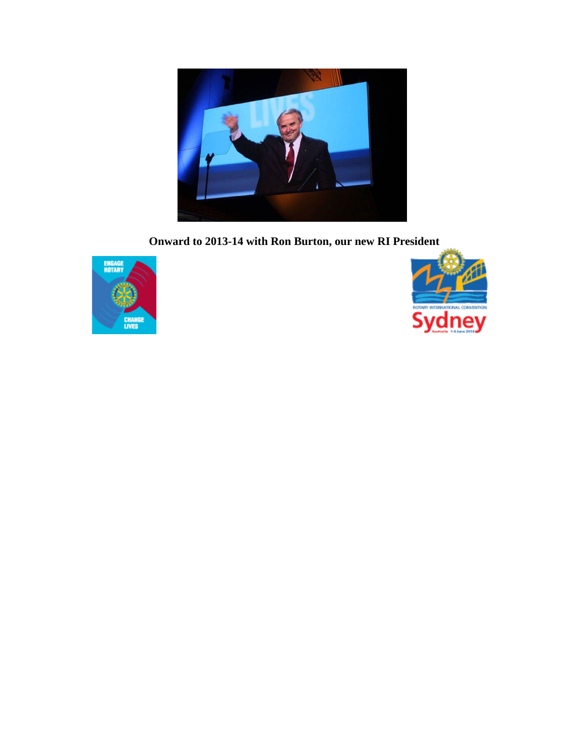**Onward to 2013-14 with Ron Burton, our new RI President**